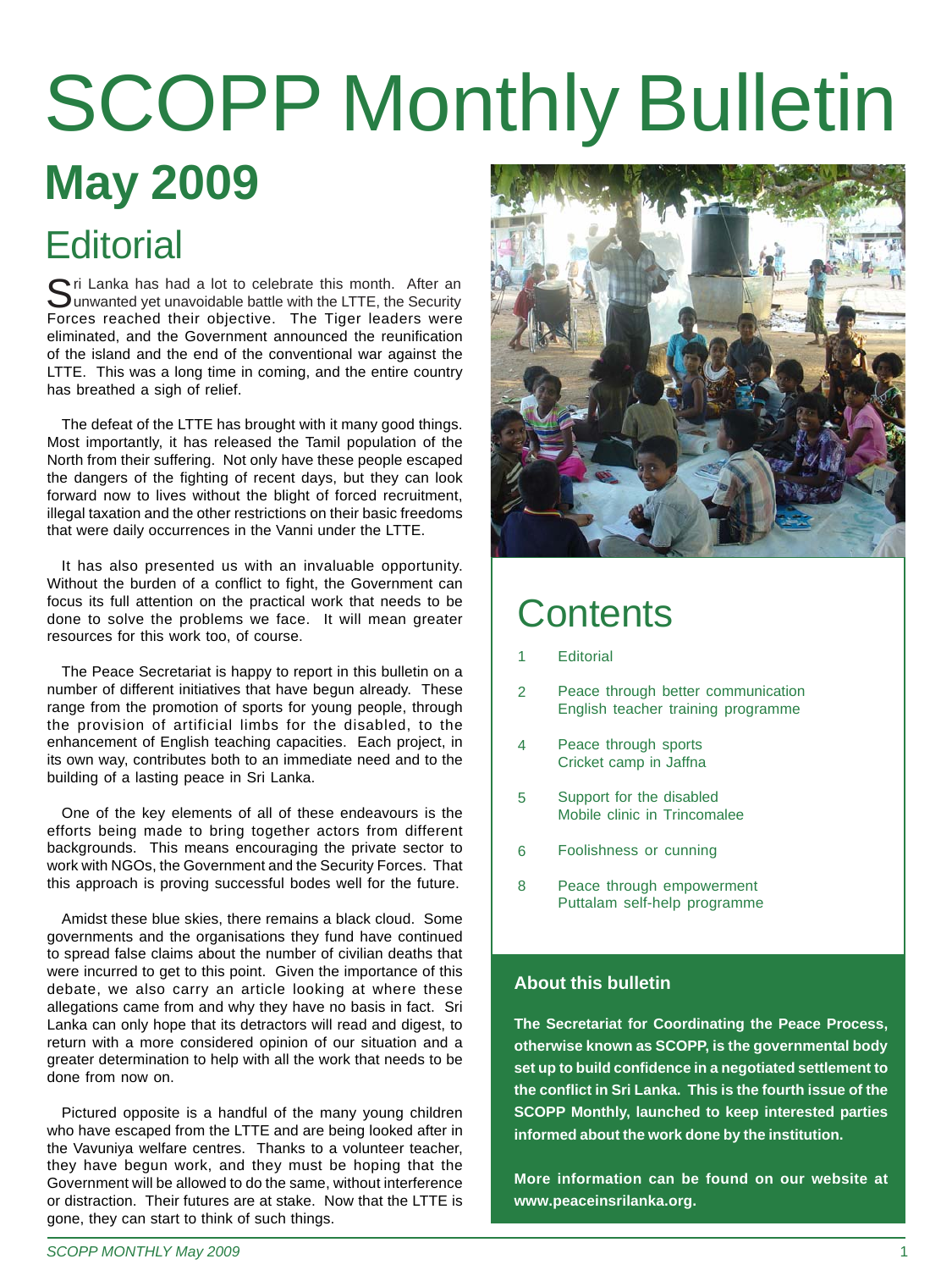# SCOPP Monthly Bulletin

## May 2009

## Editorial

Sri Lanka has had a lot to celebrate this month. After an unwanted yet unavoidable battle with the LTTE, the Security Forces reached their objective. The Tiger leaders were eliminated, and the Government announced the reunification of the island and the end of the conventional war against the LTTE. This was a long time in coming, and the entire country has breathed a sigh of relief.

The defeat of the LTTE has brought with it many good things. Most importantly, it has released the Tamil population of the North from their suffering. Not only have these people escaped the dangers of the fighting of recent days, but they can look forward now to lives without the blight of forced recruitment, illegal taxation and the other restrictions on their basic freedoms that were daily occurrences in the Vanni under the LTTE.

It has also presented us with an invaluable opportunity. Without the burden of a conflict to fight, the Government can focus its full attention on the practical work that needs to be done to solve the problems we face. It will mean greater resources for this work too, of course.

The Peace Secretariat is happy to report in this bulletin on a number of different initiatives that have begun already. These range from the promotion of sports for young people, through the provision of artificial limbs for the disabled, to the enhancement of English teaching capacities. Each project, in its own way, contributes both to an immediate need and to the building of a lasting peace in Sri Lanka.

One of the key elements of all of these endeavours is the efforts being made to bring together actors from different backgrounds. This means encouraging the private sector to work with NGOs, the Government and the Security Forces. That this approach is proving successful bodes well for the future.

Amidst these blue skies, there remains a black cloud. Some governments and the organisations they fund have continued to spread false claims about the number of civilian deaths that were incurred to get to this point. Given the importance of this debate, we also carry an article looking at where these allegations came from and why they have no basis in fact. Sri Lanka can only hope that its detractors will read and digest, to return with a more considered opinion of our situation and a greater determination to help with all the work that needs to be done from now on.

Pictured opposite is a handful of the many young children who have escaped from the LTTE and are being looked after in the Vavuniya welfare centres. Thanks to a volunteer teacher, they have begun work, and they must be hoping that the Government will be allowed to do the same, without interference or distraction. Their futures are at stake. Now that the LTTE is gone, they can start to think of such things.

## Contents

| | |
|---|---|
| 1 | Editorial |
| 2 | Peace through better communication<br>English teacher training programme |
| 4 | Peace through sports<br>Cricket camp in Jaffna |
| 5 | Support for the disabled<br>Mobile clinic in Trincomalee |
| 6 | Foolishness or cunning |
| 8 | Peace through empowerment<br>Puttalam self-help programme |

### About this bulletin

**The Secretariat for Coordinating the Peace Process, otherwise known as SCOPP, is the governmental body set up to build confidence in a negotiated settlement to the conflict in Sri Lanka. This is the fourth issue of the SCOPP Monthly, launched to keep interested parties informed about the work done by the institution.**

**More information can be found on our website at www.peaceinsrilanka.org.**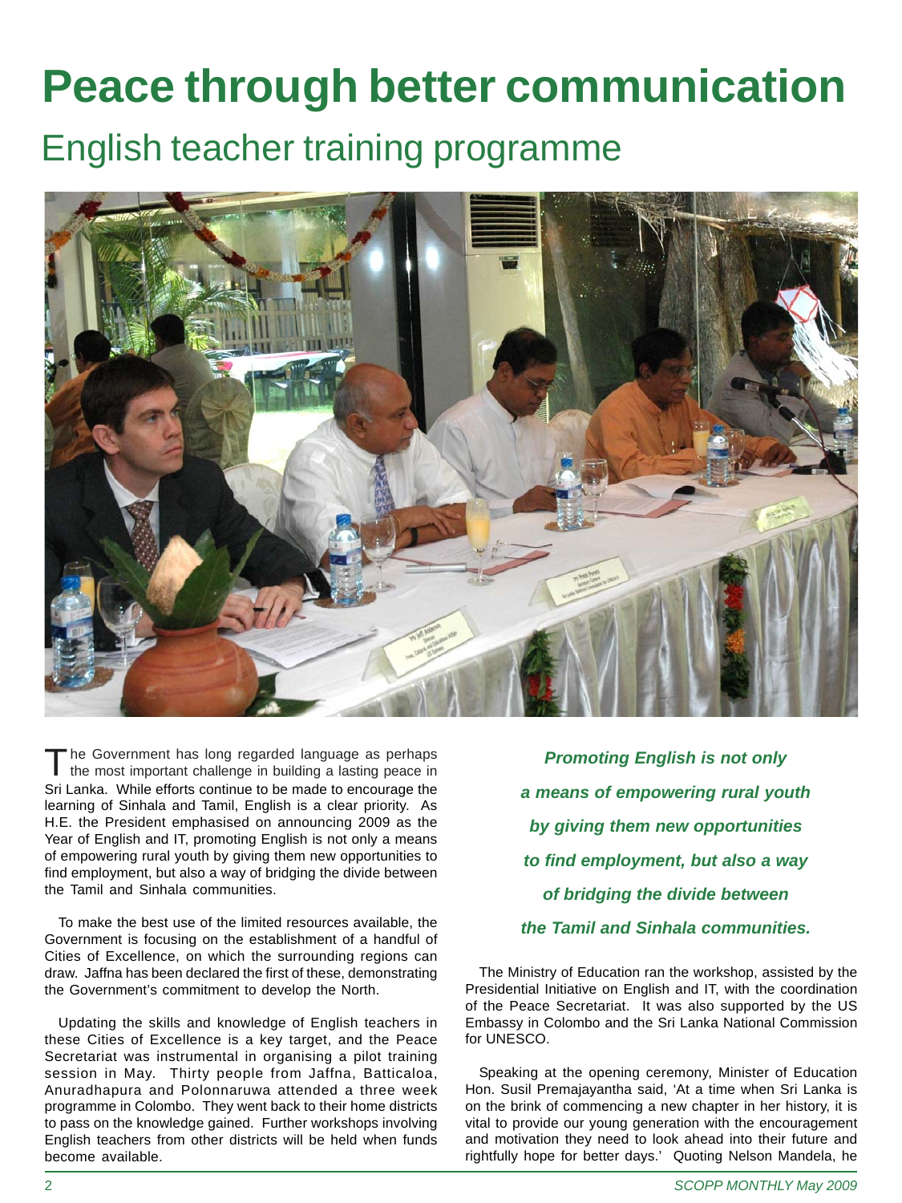# Peace through better communication

## English teacher training programme

The Government has long regarded language as perhaps the most important challenge in building a lasting peace in Sri Lanka. While efforts continue to be made to encourage the learning of Sinhala and Tamil, English is a clear priority. As H.E. the President emphasised on announcing 2009 as the Year of English and IT, promoting English is not only a means of empowering rural youth by giving them new opportunities to find employment, but also a way of bridging the divide between the Tamil and Sinhala communities.

To make the best use of the limited resources available, the Government is focusing on the establishment of a handful of Cities of Excellence, on which the surrounding regions can draw. Jaffna has been declared the first of these, demonstrating the Government's commitment to develop the North.

Updating the skills and knowledge of English teachers in these Cities of Excellence is a key target, and the Peace Secretariat was instrumental in organising a pilot training session in May. Thirty people from Jaffna, Batticaloa, Anuradhapura and Polonnaruwa attended a three week programme in Colombo. They went back to their home districts to pass on the knowledge gained. Further workshops involving English teachers from other districts will be held when funds become available.

***Promoting English is not only a means of empowering rural youth by giving them new opportunities to find employment, but also a way of bridging the divide between the Tamil and Sinhala communities.***

The Ministry of Education ran the workshop, assisted by the Presidential Initiative on English and IT, with the coordination of the Peace Secretariat. It was also supported by the US Embassy in Colombo and the Sri Lanka National Commission for UNESCO.

Speaking at the opening ceremony, Minister of Education Hon. Susil Premajayantha said, 'At a time when Sri Lanka is on the brink of commencing a new chapter in her history, it is vital to provide our young generation with the encouragement and motivation they need to look ahead into their future and rightfully hope for better days.' Quoting Nelson Mandela, he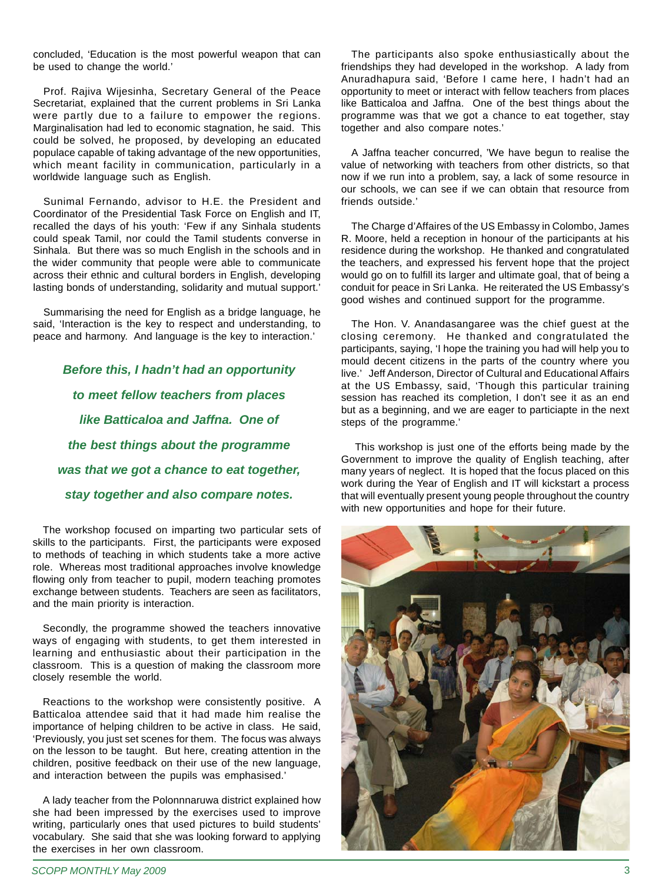concluded, 'Education is the most powerful weapon that can be used to change the world.'

Prof. Rajiva Wijesinha, Secretary General of the Peace Secretariat, explained that the current problems in Sri Lanka were partly due to a failure to empower the regions. Marginalisation had led to economic stagnation, he said. This could be solved, he proposed, by developing an educated populace capable of taking advantage of the new opportunities, which meant facility in communication, particularly in a worldwide language such as English.

Sunimal Fernando, advisor to H.E. the President and Coordinator of the Presidential Task Force on English and IT, recalled the days of his youth: 'Few if any Sinhala students could speak Tamil, nor could the Tamil students converse in Sinhala. But there was so much English in the schools and in the wider community that people were able to communicate across their ethnic and cultural borders in English, developing lasting bonds of understanding, solidarity and mutual support.'

Summarising the need for English as a bridge language, he said, 'Interaction is the key to respect and understanding, to peace and harmony. And language is the key to interaction.'

***Before this, I hadn't had an opportunity to meet fellow teachers from places like Batticaloa and Jaffna. One of the best things about the programme was that we got a chance to eat together, stay together and also compare notes.***

The workshop focused on imparting two particular sets of skills to the participants. First, the participants were exposed to methods of teaching in which students take a more active role. Whereas most traditional approaches involve knowledge flowing only from teacher to pupil, modern teaching promotes exchange between students. Teachers are seen as facilitators, and the main priority is interaction.

Secondly, the programme showed the teachers innovative ways of engaging with students, to get them interested in learning and enthusiastic about their participation in the classroom. This is a question of making the classroom more closely resemble the world.

Reactions to the workshop were consistently positive. A Batticaloa attendee said that it had made him realise the importance of helping children to be active in class. He said, 'Previously, you just set scenes for them. The focus was always on the lesson to be taught. But here, creating attention in the children, positive feedback on their use of the new language, and interaction between the pupils was emphasised.'

A lady teacher from the Polonnnaruwa district explained how she had been impressed by the exercises used to improve writing, particularly ones that used pictures to build students' vocabulary. She said that she was looking forward to applying the exercises in her own classroom.

The participants also spoke enthusiastically about the friendships they had developed in the workshop. A lady from Anuradhapura said, 'Before I came here, I hadn't had an opportunity to meet or interact with fellow teachers from places like Batticaloa and Jaffna. One of the best things about the programme was that we got a chance to eat together, stay together and also compare notes.'

A Jaffna teacher concurred, 'We have begun to realise the value of networking with teachers from other districts, so that now if we run into a problem, say, a lack of some resource in our schools, we can see if we can obtain that resource from friends outside.'

The Charge d'Affaires of the US Embassy in Colombo, James R. Moore, held a reception in honour of the participants at his residence during the workshop. He thanked and congratulated the teachers, and expressed his fervent hope that the project would go on to fulfill its larger and ultimate goal, that of being a conduit for peace in Sri Lanka. He reiterated the US Embassy's good wishes and continued support for the programme.

The Hon. V. Anandasangaree was the chief guest at the closing ceremony. He thanked and congratulated the participants, saying, 'I hope the training you had will help you to mould decent citizens in the parts of the country where you live.' Jeff Anderson, Director of Cultural and Educational Affairs at the US Embassy, said, 'Though this particular training session has reached its completion, I don't see it as an end but as a beginning, and we are eager to particiapte in the next steps of the programme.'

This workshop is just one of the efforts being made by the Government to improve the quality of English teaching, after many years of neglect. It is hoped that the focus placed on this work during the Year of English and IT will kickstart a process that will eventually present young people throughout the country with new opportunities and hope for their future.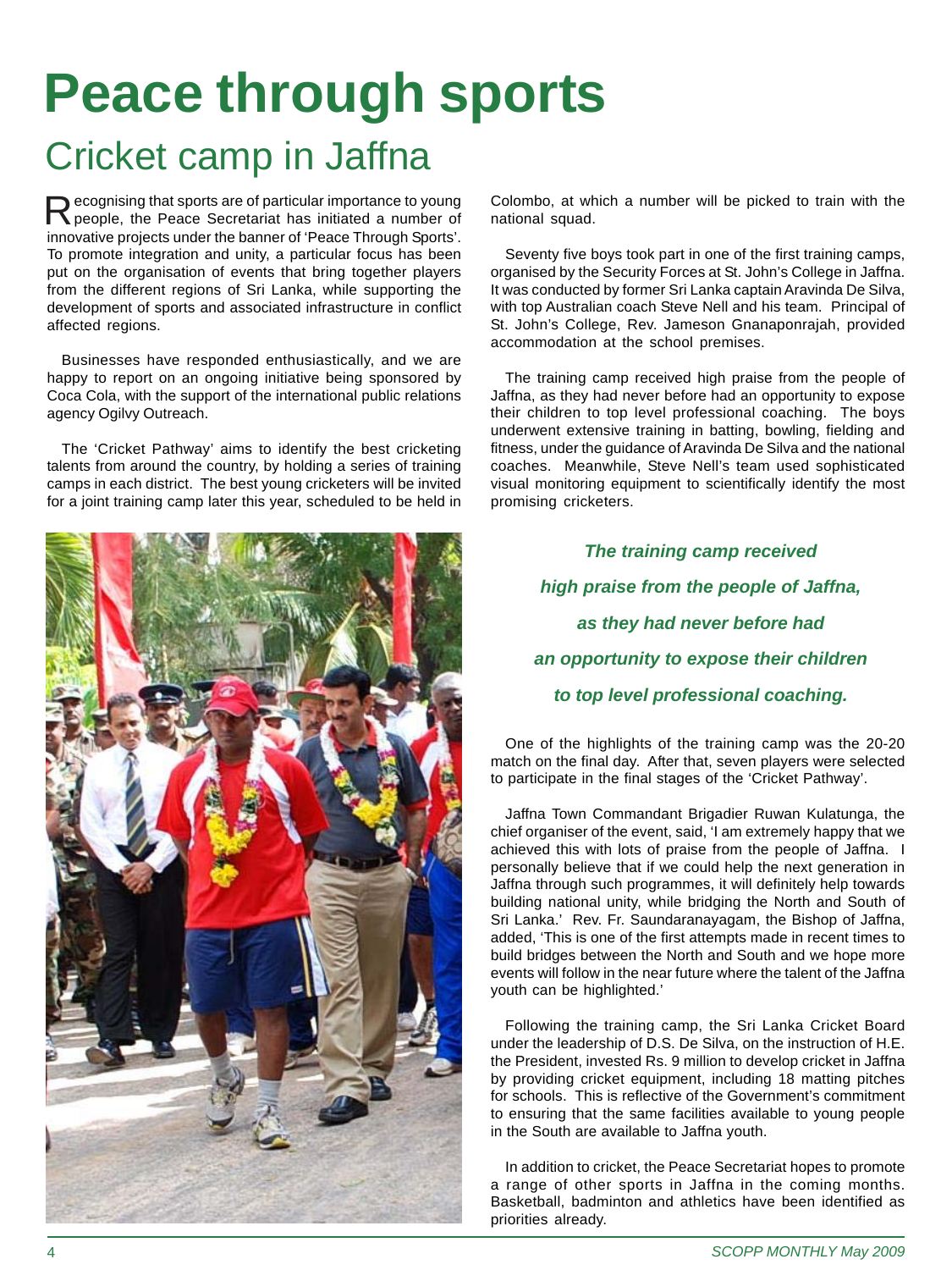# Peace through sports

## Cricket camp in Jaffna

Recognising that sports are of particular importance to young people, the Peace Secretariat has initiated a number of innovative projects under the banner of 'Peace Through Sports'. To promote integration and unity, a particular focus has been put on the organisation of events that bring together players from the different regions of Sri Lanka, while supporting the development of sports and associated infrastructure in conflict affected regions.

Businesses have responded enthusiastically, and we are happy to report on an ongoing initiative being sponsored by Coca Cola, with the support of the international public relations agency Ogilvy Outreach.

The 'Cricket Pathway' aims to identify the best cricketing talents from around the country, by holding a series of training camps in each district. The best young cricketers will be invited for a joint training camp later this year, scheduled to be held in Colombo, at which a number will be picked to train with the national squad.

Seventy five boys took part in one of the first training camps, organised by the Security Forces at St. John's College in Jaffna. It was conducted by former Sri Lanka captain Aravinda De Silva, with top Australian coach Steve Nell and his team. Principal of St. John's College, Rev. Jameson Gnanaponrajah, provided accommodation at the school premises.

The training camp received high praise from the people of Jaffna, as they had never before had an opportunity to expose their children to top level professional coaching. The boys underwent extensive training in batting, bowling, fielding and fitness, under the guidance of Aravinda De Silva and the national coaches. Meanwhile, Steve Nell's team used sophisticated visual monitoring equipment to scientifically identify the most promising cricketers.

***The training camp received high praise from the people of Jaffna, as they had never before had an opportunity to expose their children to top level professional coaching.***

One of the highlights of the training camp was the 20-20 match on the final day. After that, seven players were selected to participate in the final stages of the 'Cricket Pathway'.

Jaffna Town Commandant Brigadier Ruwan Kulatunga, the chief organiser of the event, said, 'I am extremely happy that we achieved this with lots of praise from the people of Jaffna. I personally believe that if we could help the next generation in Jaffna through such programmes, it will definitely help towards building national unity, while bridging the North and South of Sri Lanka.' Rev. Fr. Saundaranayagam, the Bishop of Jaffna, added, 'This is one of the first attempts made in recent times to build bridges between the North and South and we hope more events will follow in the near future where the talent of the Jaffna youth can be highlighted.'

Following the training camp, the Sri Lanka Cricket Board under the leadership of D.S. De Silva, on the instruction of H.E. the President, invested Rs. 9 million to develop cricket in Jaffna by providing cricket equipment, including 18 matting pitches for schools. This is reflective of the Government's commitment to ensuring that the same facilities available to young people in the South are available to Jaffna youth.

In addition to cricket, the Peace Secretariat hopes to promote a range of other sports in Jaffna in the coming months. Basketball, badminton and athletics have been identified as priorities already.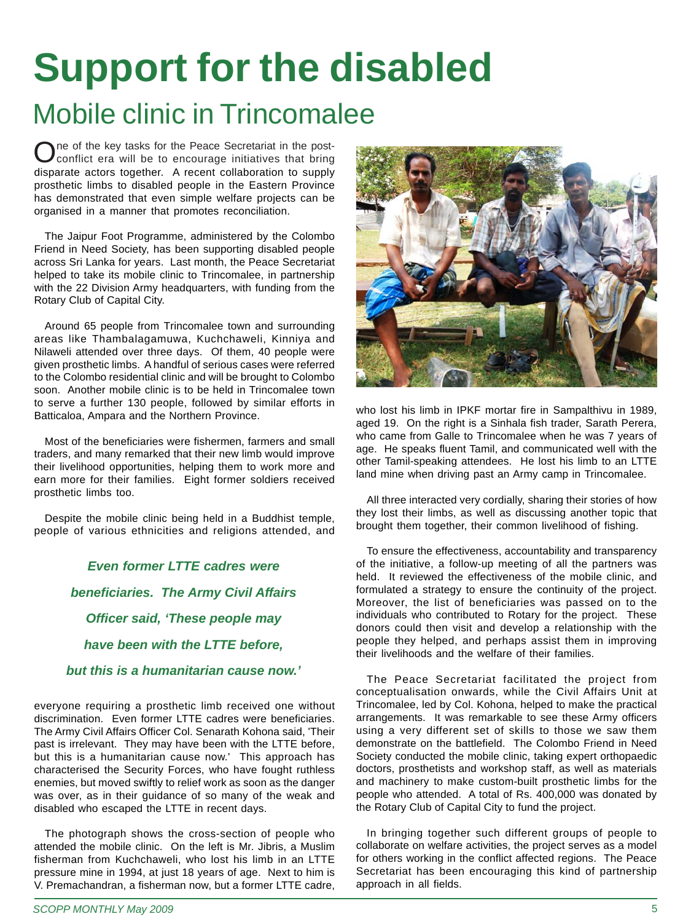# Support for the disabled

## Mobile clinic in Trincomalee

One of the key tasks for the Peace Secretariat in the post-conflict era will be to encourage initiatives that bring disparate actors together. A recent collaboration to supply prosthetic limbs to disabled people in the Eastern Province has demonstrated that even simple welfare projects can be organised in a manner that promotes reconciliation.

The Jaipur Foot Programme, administered by the Colombo Friend in Need Society, has been supporting disabled people across Sri Lanka for years. Last month, the Peace Secretariat helped to take its mobile clinic to Trincomalee, in partnership with the 22 Division Army headquarters, with funding from the Rotary Club of Capital City.

Around 65 people from Trincomalee town and surrounding areas like Thambalagamuwa, Kuchchaweli, Kinniya and Nilaweli attended over three days. Of them, 40 people were given prosthetic limbs. A handful of serious cases were referred to the Colombo residential clinic and will be brought to Colombo soon. Another mobile clinic is to be held in Trincomalee town to serve a further 130 people, followed by similar efforts in Batticaloa, Ampara and the Northern Province.

Most of the beneficiaries were fishermen, farmers and small traders, and many remarked that their new limb would improve their livelihood opportunities, helping them to work more and earn more for their families. Eight former soldiers received prosthetic limbs too.

Despite the mobile clinic being held in a Buddhist temple, people of various ethnicities and religions attended, and everyone requiring a prosthetic limb received one without discrimination. Even former LTTE cadres were beneficiaries. The Army Civil Affairs Officer Col. Senarath Kohona said, 'Their past is irrelevant. They may have been with the LTTE before, but this is a humanitarian cause now.' This approach has characterised the Security Forces, who have fought ruthless enemies, but moved swiftly to relief work as soon as the danger was over, as in their guidance of so many of the weak and disabled who escaped the LTTE in recent days.

> ***Even former LTTE cadres were beneficiaries. The Army Civil Affairs Officer said, 'These people may have been with the LTTE before, but this is a humanitarian cause now.'***

The photograph shows the cross-section of people who attended the mobile clinic. On the left is Mr. Jibris, a Muslim fisherman from Kuchchaweli, who lost his limb in an LTTE pressure mine in 1994, at just 18 years of age. Next to him is V. Premachandran, a fisherman now, but a former LTTE cadre, who lost his limb in IPKF mortar fire in Sampalthivu in 1989, aged 19. On the right is a Sinhala fish trader, Sarath Perera, who came from Galle to Trincomalee when he was 7 years of age. He speaks fluent Tamil, and communicated well with the other Tamil-speaking attendees. He lost his limb to an LTTE land mine when driving past an Army camp in Trincomalee.

All three interacted very cordially, sharing their stories of how they lost their limbs, as well as discussing another topic that brought them together, their common livelihood of fishing.

To ensure the effectiveness, accountability and transparency of the initiative, a follow-up meeting of all the partners was held. It reviewed the effectiveness of the mobile clinic, and formulated a strategy to ensure the continuity of the project. Moreover, the list of beneficiaries was passed on to the individuals who contributed to Rotary for the project. These donors could then visit and develop a relationship with the people they helped, and perhaps assist them in improving their livelihoods and the welfare of their families.

The Peace Secretariat facilitated the project from conceptualisation onwards, while the Civil Affairs Unit at Trincomalee, led by Col. Kohona, helped to make the practical arrangements. It was remarkable to see these Army officers using a very different set of skills to those we saw them demonstrate on the battlefield. The Colombo Friend in Need Society conducted the mobile clinic, taking expert orthopaedic doctors, prosthetists and workshop staff, as well as materials and machinery to make custom-built prosthetic limbs for the people who attended. A total of Rs. 400,000 was donated by the Rotary Club of Capital City to fund the project.

In bringing together such different groups of people to collaborate on welfare activities, the project serves as a model for others working in the conflict affected regions. The Peace Secretariat has been encouraging this kind of partnership approach in all fields.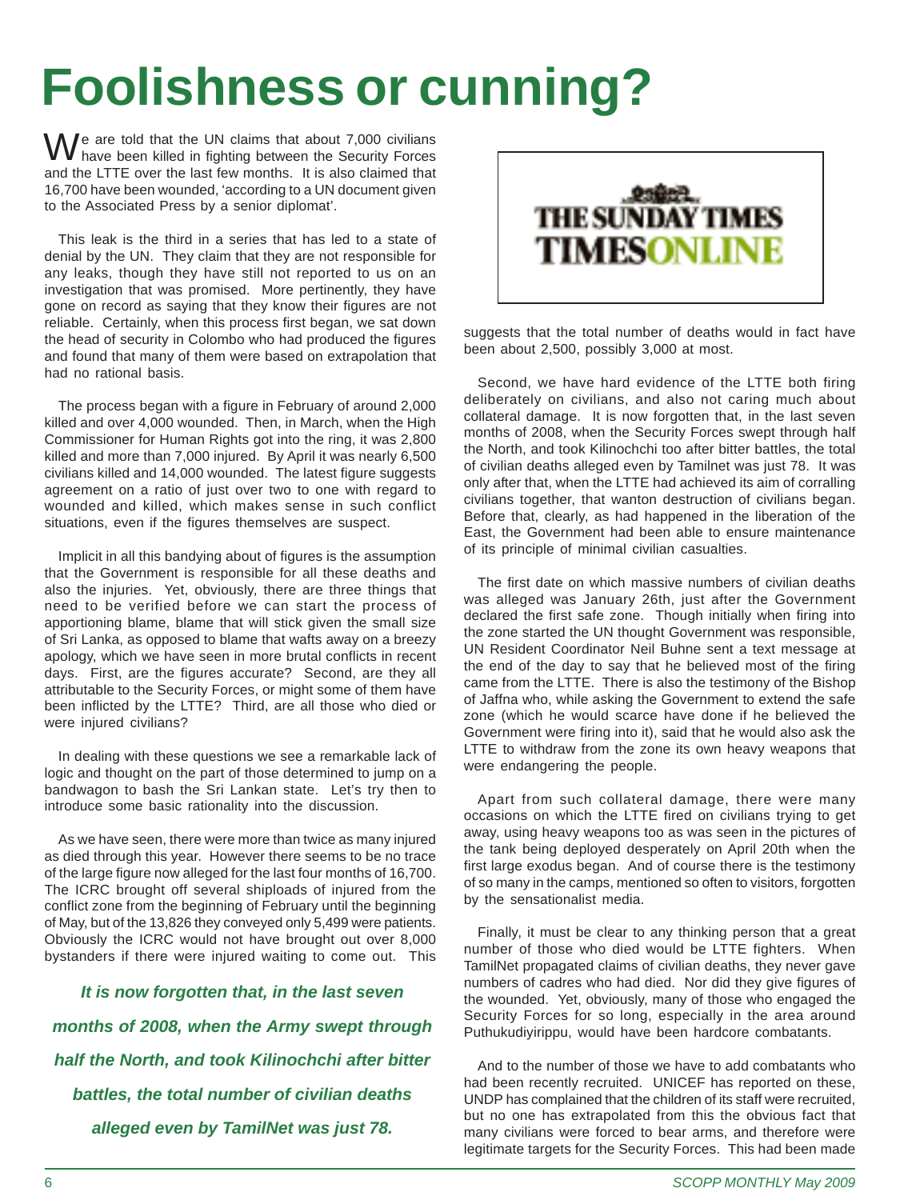# Foolishness or cunning?

We are told that the UN claims that about 7,000 civilians have been killed in fighting between the Security Forces and the LTTE over the last few months. It is also claimed that 16,700 have been wounded, 'according to a UN document given to the Associated Press by a senior diplomat'.

This leak is the third in a series that has led to a state of denial by the UN. They claim that they are not responsible for any leaks, though they have still not reported to us on an investigation that was promised. More pertinently, they have gone on record as saying that they know their figures are not reliable. Certainly, when this process first began, we sat down the head of security in Colombo who had produced the figures and found that many of them were based on extrapolation that had no rational basis.

The process began with a figure in February of around 2,000 killed and over 4,000 wounded. Then, in March, when the High Commissioner for Human Rights got into the ring, it was 2,800 killed and more than 7,000 injured. By April it was nearly 6,500 civilians killed and 14,000 wounded. The latest figure suggests agreement on a ratio of just over two to one with regard to wounded and killed, which makes sense in such conflict situations, even if the figures themselves are suspect.

Implicit in all this bandying about of figures is the assumption that the Government is responsible for all these deaths and also the injuries. Yet, obviously, there are three things that need to be verified before we can start the process of apportioning blame, blame that will stick given the small size of Sri Lanka, as opposed to blame that wafts away on a breezy apology, which we have seen in more brutal conflicts in recent days. First, are the figures accurate? Second, are they all attributable to the Security Forces, or might some of them have been inflicted by the LTTE? Third, are all those who died or were injured civilians?

In dealing with these questions we see a remarkable lack of logic and thought on the part of those determined to jump on a bandwagon to bash the Sri Lankan state. Let's try then to introduce some basic rationality into the discussion.

As we have seen, there were more than twice as many injured as died through this year. However there seems to be no trace of the large figure now alleged for the last four months of 16,700. The ICRC brought off several shiploads of injured from the conflict zone from the beginning of February until the beginning of May, but of the 13,826 they conveyed only 5,499 were patients. Obviously the ICRC would not have brought out over 8,000 bystanders if there were injured waiting to come out. This suggests that the total number of deaths would in fact have been about 2,500, possibly 3,000 at most.

***It is now forgotten that, in the last seven months of 2008, when the Army swept through half the North, and took Kilinochchi after bitter battles, the total number of civilian deaths alleged even by TamilNet was just 78.***

THE SUNDAY TIMES
TIMESONLINE

Second, we have hard evidence of the LTTE both firing deliberately on civilians, and also not caring much about collateral damage. It is now forgotten that, in the last seven months of 2008, when the Security Forces swept through half the North, and took Kilinochchi too after bitter battles, the total of civilian deaths alleged even by Tamilnet was just 78. It was only after that, when the LTTE had achieved its aim of corralling civilians together, that wanton destruction of civilians began. Before that, clearly, as had happened in the liberation of the East, the Government had been able to ensure maintenance of its principle of minimal civilian casualties.

The first date on which massive numbers of civilian deaths was alleged was January 26th, just after the Government declared the first safe zone. Though initially when firing into the zone started the UN thought Government was responsible, UN Resident Coordinator Neil Buhne sent a text message at the end of the day to say that he believed most of the firing came from the LTTE. There is also the testimony of the Bishop of Jaffna who, while asking the Government to extend the safe zone (which he would scarce have done if he believed the Government were firing into it), said that he would also ask the LTTE to withdraw from the zone its own heavy weapons that were endangering the people.

Apart from such collateral damage, there were many occasions on which the LTTE fired on civilians trying to get away, using heavy weapons too as was seen in the pictures of the tank being deployed desperately on April 20th when the first large exodus began. And of course there is the testimony of so many in the camps, mentioned so often to visitors, forgotten by the sensationalist media.

Finally, it must be clear to any thinking person that a great number of those who died would be LTTE fighters. When TamilNet propagated claims of civilian deaths, they never gave numbers of cadres who had died. Nor did they give figures of the wounded. Yet, obviously, many of those who engaged the Security Forces for so long, especially in the area around Puthukudiyirippu, would have been hardcore combatants.

And to the number of those we have to add combatants who had been recently recruited. UNICEF has reported on these, UNDP has complained that the children of its staff were recruited, but no one has extrapolated from this the obvious fact that many civilians were forced to bear arms, and therefore were legitimate targets for the Security Forces. This had been made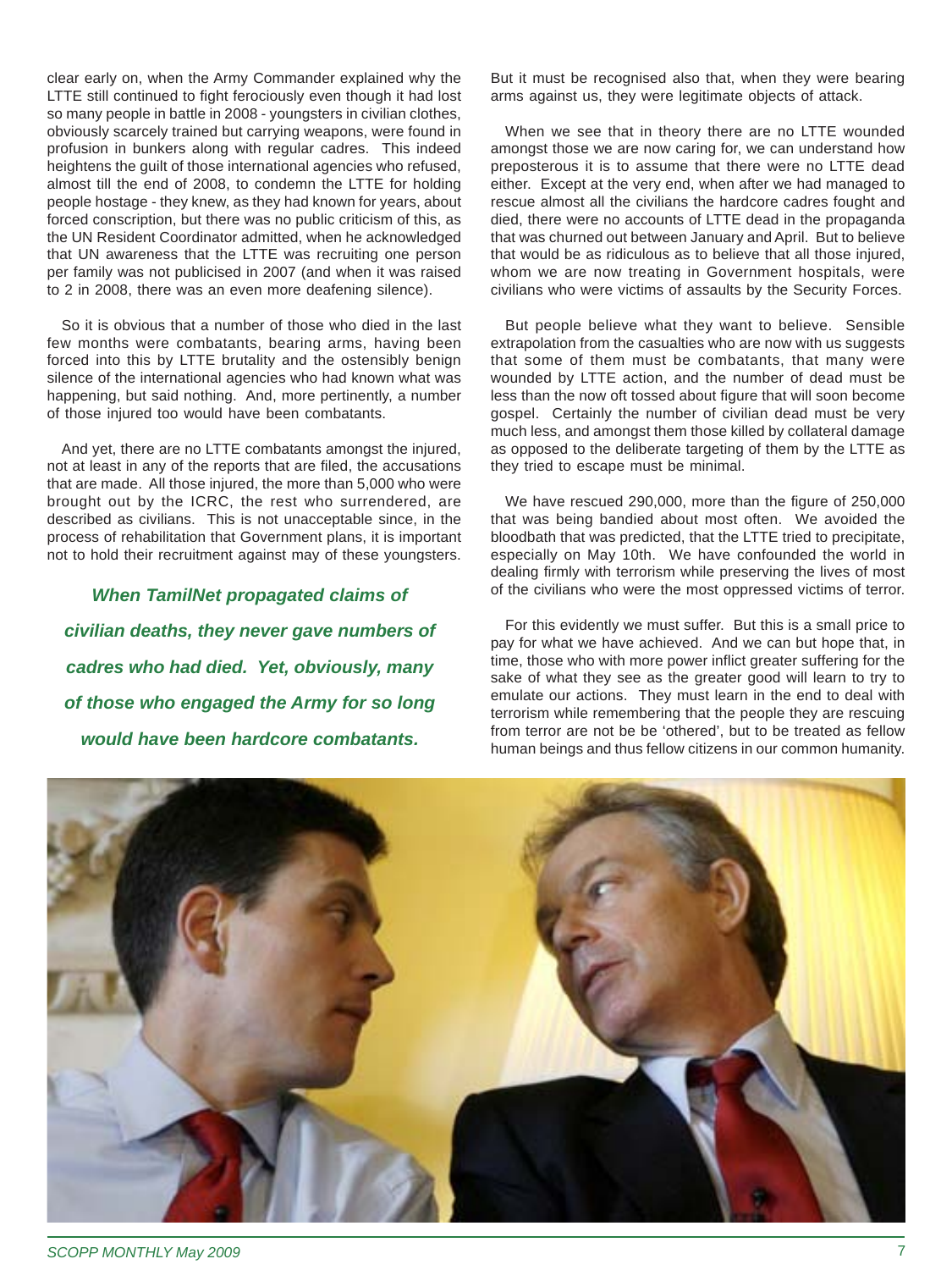clear early on, when the Army Commander explained why the LTTE still continued to fight ferociously even though it had lost so many people in battle in 2008 - youngsters in civilian clothes, obviously scarcely trained but carrying weapons, were found in profusion in bunkers along with regular cadres. This indeed heightens the guilt of those international agencies who refused, almost till the end of 2008, to condemn the LTTE for holding people hostage - they knew, as they had known for years, about forced conscription, but there was no public criticism of this, as the UN Resident Coordinator admitted, when he acknowledged that UN awareness that the LTTE was recruiting one person per family was not publicised in 2007 (and when it was raised to 2 in 2008, there was an even more deafening silence).

So it is obvious that a number of those who died in the last few months were combatants, bearing arms, having been forced into this by LTTE brutality and the ostensibly benign silence of the international agencies who had known what was happening, but said nothing. And, more pertinently, a number of those injured too would have been combatants.

And yet, there are no LTTE combatants amongst the injured, not at least in any of the reports that are filed, the accusations that are made. All those injured, the more than 5,000 who were brought out by the ICRC, the rest who surrendered, are described as civilians. This is not unacceptable since, in the process of rehabilitation that Government plans, it is important not to hold their recruitment against may of these youngsters.

***When TamilNet propagated claims of civilian deaths, they never gave numbers of cadres who had died. Yet, obviously, many of those who engaged the Army for so long would have been hardcore combatants.***

But it must be recognised also that, when they were bearing arms against us, they were legitimate objects of attack.

When we see that in theory there are no LTTE wounded amongst those we are now caring for, we can understand how preposterous it is to assume that there were no LTTE dead either. Except at the very end, when after we had managed to rescue almost all the civilians the hardcore cadres fought and died, there were no accounts of LTTE dead in the propaganda that was churned out between January and April. But to believe that would be as ridiculous as to believe that all those injured, whom we are now treating in Government hospitals, were civilians who were victims of assaults by the Security Forces.

But people believe what they want to believe. Sensible extrapolation from the casualties who are now with us suggests that some of them must be combatants, that many were wounded by LTTE action, and the number of dead must be less than the now oft tossed about figure that will soon become gospel. Certainly the number of civilian dead must be very much less, and amongst them those killed by collateral damage as opposed to the deliberate targeting of them by the LTTE as they tried to escape must be minimal.

We have rescued 290,000, more than the figure of 250,000 that was being bandied about most often. We avoided the bloodbath that was predicted, that the LTTE tried to precipitate, especially on May 10th. We have confounded the world in dealing firmly with terrorism while preserving the lives of most of the civilians who were the most oppressed victims of terror.

For this evidently we must suffer. But this is a small price to pay for what we have achieved. And we can but hope that, in time, those who with more power inflict greater suffering for the sake of what they see as the greater good will learn to try to emulate our actions. They must learn in the end to deal with terrorism while remembering that the people they are rescuing from terror are not be be 'othered', but to be treated as fellow human beings and thus fellow citizens in our common humanity.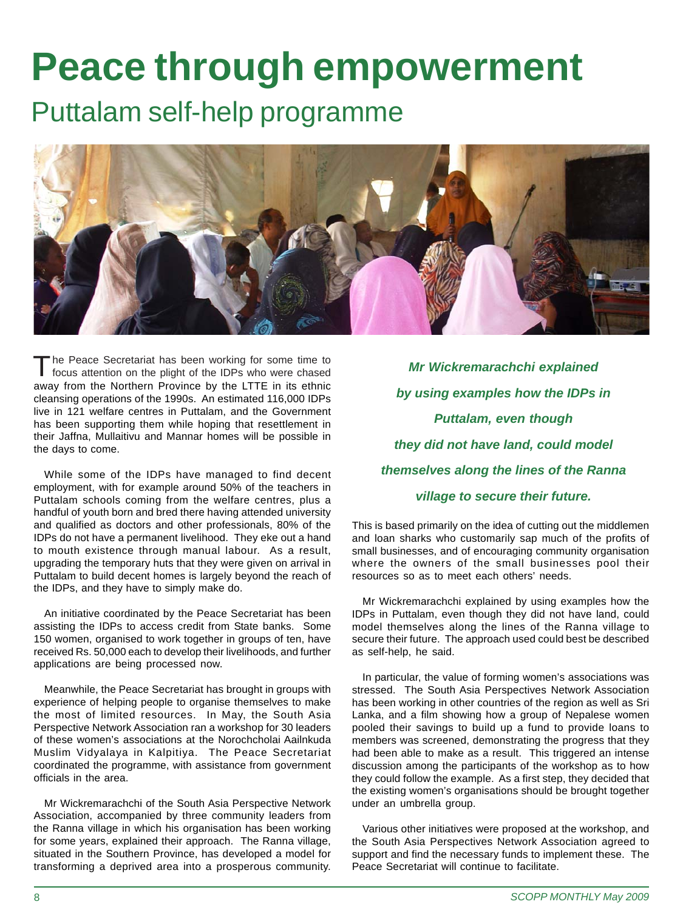# Peace through empowerment

## Puttalam self-help programme

The Peace Secretariat has been working for some time to focus attention on the plight of the IDPs who were chased away from the Northern Province by the LTTE in its ethnic cleansing operations of the 1990s. An estimated 116,000 IDPs live in 121 welfare centres in Puttalam, and the Government has been supporting them while hoping that resettlement in their Jaffna, Mullaitivu and Mannar homes will be possible in the days to come.

While some of the IDPs have managed to find decent employment, with for example around 50% of the teachers in Puttalam schools coming from the welfare centres, plus a handful of youth born and bred there having attended university and qualified as doctors and other professionals, 80% of the IDPs do not have a permanent livelihood. They eke out a hand to mouth existence through manual labour. As a result, upgrading the temporary huts that they were given on arrival in Puttalam to build decent homes is largely beyond the reach of the IDPs, and they have to simply make do.

An initiative coordinated by the Peace Secretariat has been assisting the IDPs to access credit from State banks. Some 150 women, organised to work together in groups of ten, have received Rs. 50,000 each to develop their livelihoods, and further applications are being processed now.

Meanwhile, the Peace Secretariat has brought in groups with experience of helping people to organise themselves to make the most of limited resources. In May, the South Asia Perspective Network Association ran a workshop for 30 leaders of these women's associations at the Norochcholai Aailnkuda Muslim Vidyalaya in Kalpitiya. The Peace Secretariat coordinated the programme, with assistance from government officials in the area.

Mr Wickremarachchi of the South Asia Perspective Network Association, accompanied by three community leaders from the Ranna village in which his organisation has been working for some years, explained their approach. The Ranna village, situated in the Southern Province, has developed a model for transforming a deprived area into a prosperous community.

***Mr Wickremarachchi explained by using examples how the IDPs in Puttalam, even though they did not have land, could model themselves along the lines of the Ranna village to secure their future.***

This is based primarily on the idea of cutting out the middlemen and loan sharks who customarily sap much of the profits of small businesses, and of encouraging community organisation where the owners of the small businesses pool their resources so as to meet each others' needs.

Mr Wickremarachchi explained by using examples how the IDPs in Puttalam, even though they did not have land, could model themselves along the lines of the Ranna village to secure their future. The approach used could best be described as self-help, he said.

In particular, the value of forming women's associations was stressed. The South Asia Perspectives Network Association has been working in other countries of the region as well as Sri Lanka, and a film showing how a group of Nepalese women pooled their savings to build up a fund to provide loans to members was screened, demonstrating the progress that they had been able to make as a result. This triggered an intense discussion among the participants of the workshop as to how they could follow the example. As a first step, they decided that the existing women's organisations should be brought together under an umbrella group.

Various other initiatives were proposed at the workshop, and the South Asia Perspectives Network Association agreed to support and find the necessary funds to implement these. The Peace Secretariat will continue to facilitate.